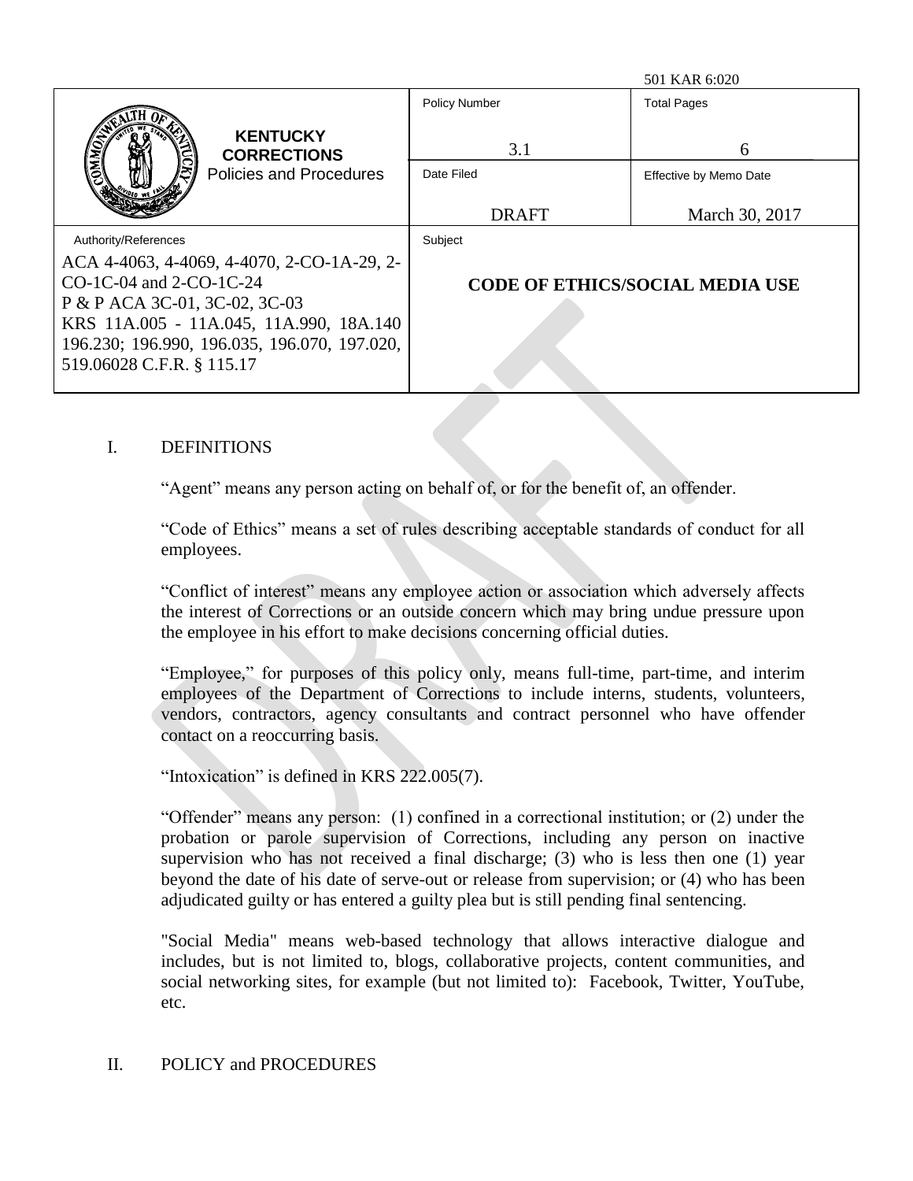501 KAR 6:020

| KENTUCKY CORRECTIONS Policies and Procedures | Policy Number | Total Pages |
|---|---|---|
| | 3.1 | 6 |
| | Date Filed | Effective by Memo Date |
| | DRAFT | March 30, 2017 |
| Authority/References | Subject | |
| ACA 4-4063, 4-4069, 4-4070, 2-CO-1A-29, 2-CO-1C-04 and 2-CO-1C-24<br>P & P ACA 3C-01, 3C-02, 3C-03<br>KRS 11A.005 - 11A.045, 11A.990, 18A.140 196.230; 196.990, 196.035, 196.070, 197.020, 519.06028 C.F.R. § 115.17 | **CODE OF ETHICS/SOCIAL MEDIA USE** | |

## I. DEFINITIONS

"Agent" means any person acting on behalf of, or for the benefit of, an offender.

"Code of Ethics" means a set of rules describing acceptable standards of conduct for all employees.

"Conflict of interest" means any employee action or association which adversely affects the interest of Corrections or an outside concern which may bring undue pressure upon the employee in his effort to make decisions concerning official duties.

"Employee," for purposes of this policy only, means full-time, part-time, and interim employees of the Department of Corrections to include interns, students, volunteers, vendors, contractors, agency consultants and contract personnel who have offender contact on a reoccurring basis.

"Intoxication" is defined in KRS 222.005(7).

"Offender" means any person: (1) confined in a correctional institution; or (2) under the probation or parole supervision of Corrections, including any person on inactive supervision who has not received a final discharge; (3) who is less then one (1) year beyond the date of his date of serve-out or release from supervision; or (4) who has been adjudicated guilty or has entered a guilty plea but is still pending final sentencing.

"Social Media" means web-based technology that allows interactive dialogue and includes, but is not limited to, blogs, collaborative projects, content communities, and social networking sites, for example (but not limited to): Facebook, Twitter, YouTube, etc.

## II. POLICY and PROCEDURES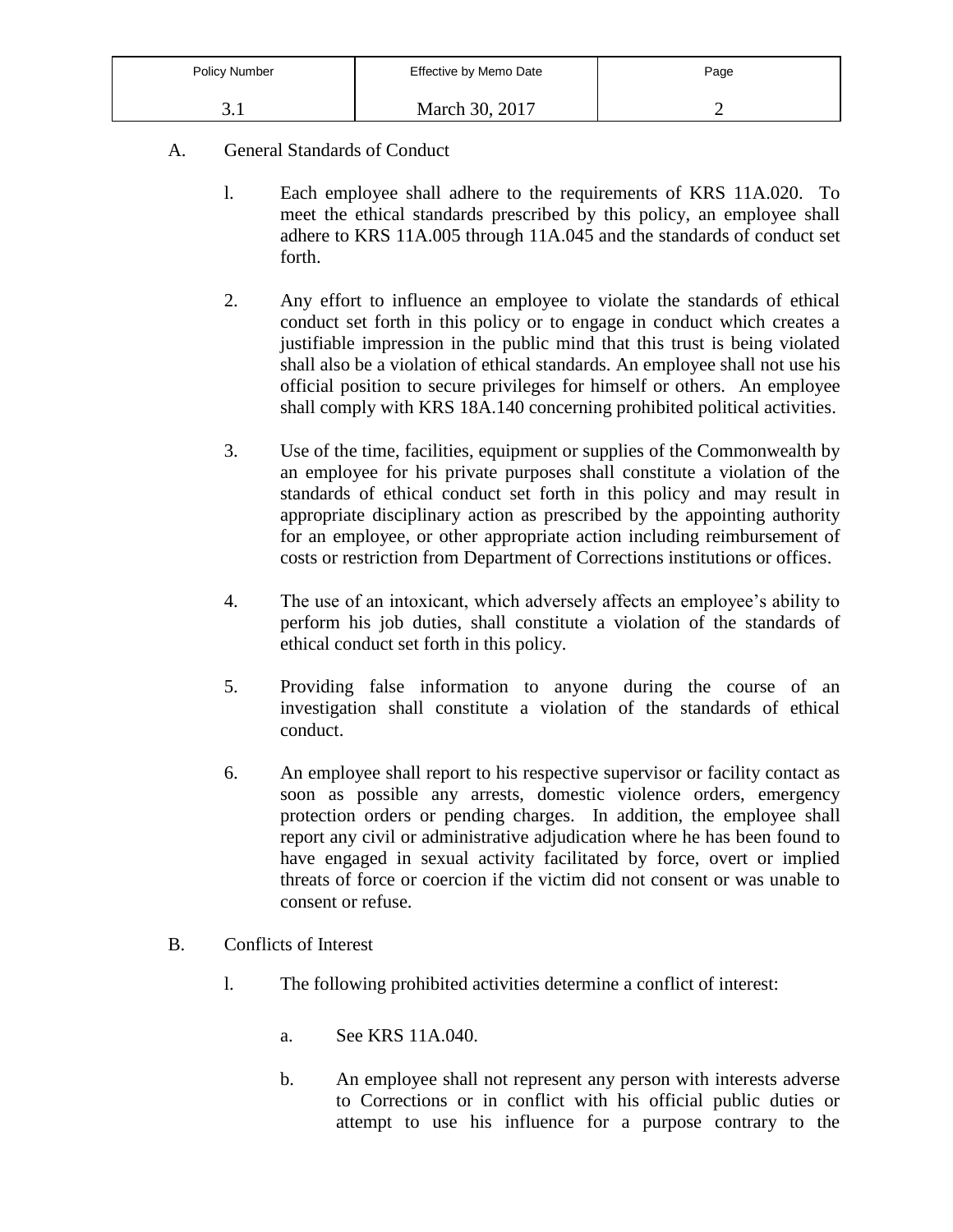A. General Standards of Conduct

l. Each employee shall adhere to the requirements of KRS 11A.020. To meet the ethical standards prescribed by this policy, an employee shall adhere to KRS 11A.005 through 11A.045 and the standards of conduct set forth.

2. Any effort to influence an employee to violate the standards of ethical conduct set forth in this policy or to engage in conduct which creates a justifiable impression in the public mind that this trust is being violated shall also be a violation of ethical standards. An employee shall not use his official position to secure privileges for himself or others. An employee shall comply with KRS 18A.140 concerning prohibited political activities.

3. Use of the time, facilities, equipment or supplies of the Commonwealth by an employee for his private purposes shall constitute a violation of the standards of ethical conduct set forth in this policy and may result in appropriate disciplinary action as prescribed by the appointing authority for an employee, or other appropriate action including reimbursement of costs or restriction from Department of Corrections institutions or offices.

4. The use of an intoxicant, which adversely affects an employee's ability to perform his job duties, shall constitute a violation of the standards of ethical conduct set forth in this policy.

5. Providing false information to anyone during the course of an investigation shall constitute a violation of the standards of ethical conduct.

6. An employee shall report to his respective supervisor or facility contact as soon as possible any arrests, domestic violence orders, emergency protection orders or pending charges. In addition, the employee shall report any civil or administrative adjudication where he has been found to have engaged in sexual activity facilitated by force, overt or implied threats of force or coercion if the victim did not consent or was unable to consent or refuse.

B. Conflicts of Interest

l. The following prohibited activities determine a conflict of interest:

a. See KRS 11A.040.

b. An employee shall not represent any person with interests adverse to Corrections or in conflict with his official public duties or attempt to use his influence for a purpose contrary to the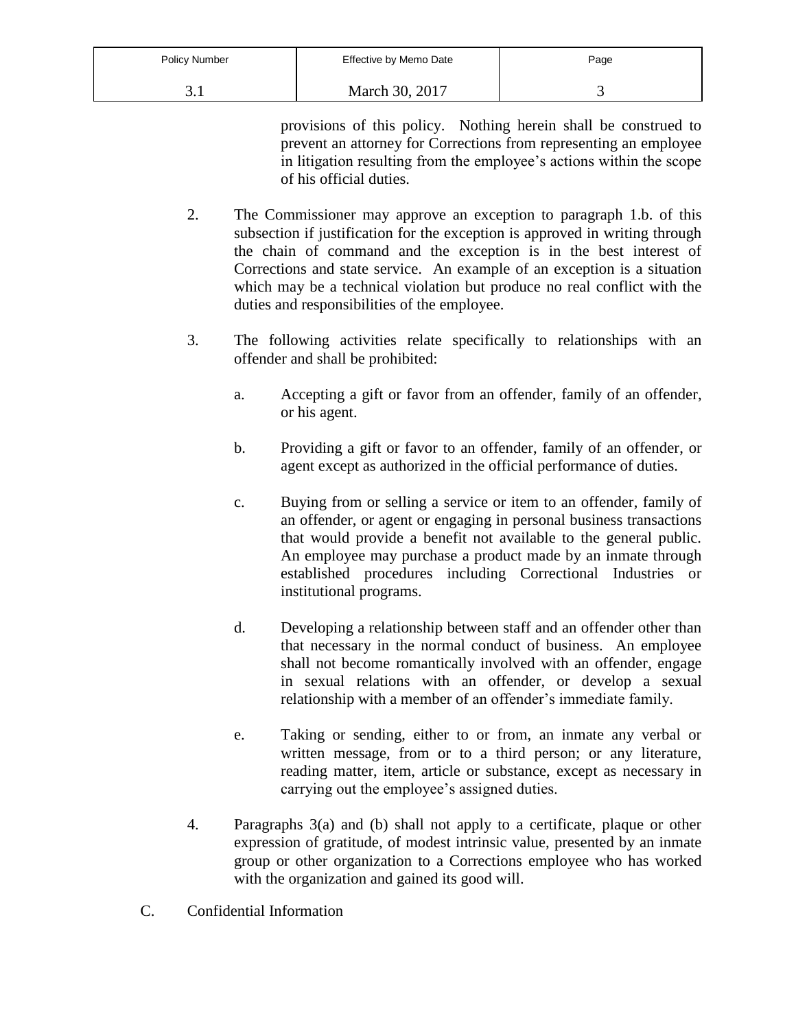provisions of this policy. Nothing herein shall be construed to prevent an attorney for Corrections from representing an employee in litigation resulting from the employee's actions within the scope of his official duties.

2. The Commissioner may approve an exception to paragraph 1.b. of this subsection if justification for the exception is approved in writing through the chain of command and the exception is in the best interest of Corrections and state service. An example of an exception is a situation which may be a technical violation but produce no real conflict with the duties and responsibilities of the employee.

3. The following activities relate specifically to relationships with an offender and shall be prohibited:

   a. Accepting a gift or favor from an offender, family of an offender, or his agent.

   b. Providing a gift or favor to an offender, family of an offender, or agent except as authorized in the official performance of duties.

   c. Buying from or selling a service or item to an offender, family of an offender, or agent or engaging in personal business transactions that would provide a benefit not available to the general public. An employee may purchase a product made by an inmate through established procedures including Correctional Industries or institutional programs.

   d. Developing a relationship between staff and an offender other than that necessary in the normal conduct of business. An employee shall not become romantically involved with an offender, engage in sexual relations with an offender, or develop a sexual relationship with a member of an offender's immediate family.

   e. Taking or sending, either to or from, an inmate any verbal or written message, from or to a third person; or any literature, reading matter, item, article or substance, except as necessary in carrying out the employee's assigned duties.

4. Paragraphs 3(a) and (b) shall not apply to a certificate, plaque or other expression of gratitude, of modest intrinsic value, presented by an inmate group or other organization to a Corrections employee who has worked with the organization and gained its good will.

C. Confidential Information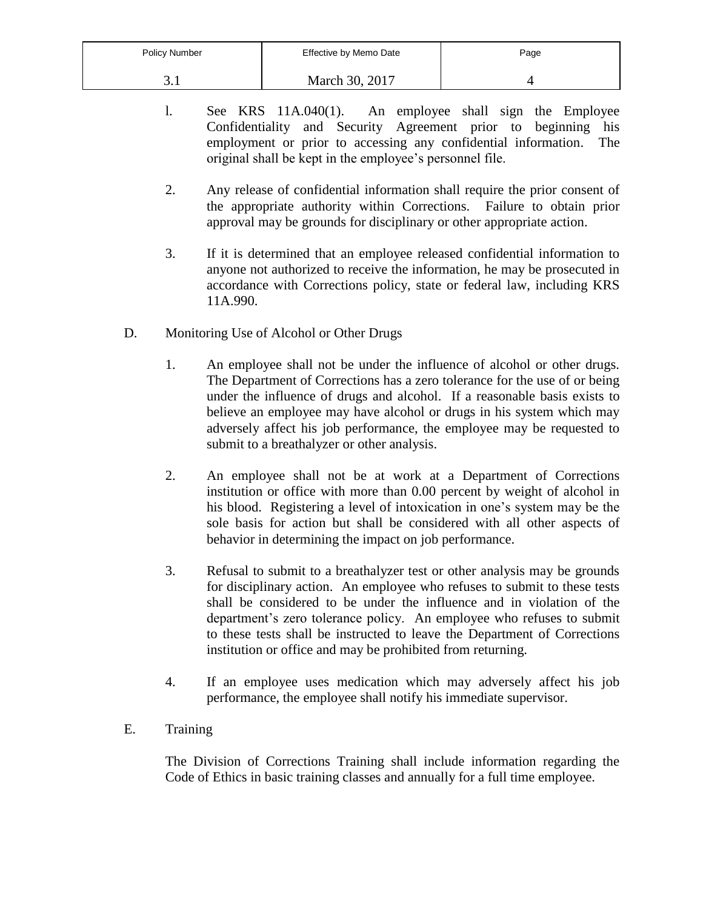l. See KRS 11A.040(1). An employee shall sign the Employee Confidentiality and Security Agreement prior to beginning his employment or prior to accessing any confidential information. The original shall be kept in the employee's personnel file.

2. Any release of confidential information shall require the prior consent of the appropriate authority within Corrections. Failure to obtain prior approval may be grounds for disciplinary or other appropriate action.

3. If it is determined that an employee released confidential information to anyone not authorized to receive the information, he may be prosecuted in accordance with Corrections policy, state or federal law, including KRS 11A.990.

D. Monitoring Use of Alcohol or Other Drugs

1. An employee shall not be under the influence of alcohol or other drugs. The Department of Corrections has a zero tolerance for the use of or being under the influence of drugs and alcohol. If a reasonable basis exists to believe an employee may have alcohol or drugs in his system which may adversely affect his job performance, the employee may be requested to submit to a breathalyzer or other analysis.

2. An employee shall not be at work at a Department of Corrections institution or office with more than 0.00 percent by weight of alcohol in his blood. Registering a level of intoxication in one's system may be the sole basis for action but shall be considered with all other aspects of behavior in determining the impact on job performance.

3. Refusal to submit to a breathalyzer test or other analysis may be grounds for disciplinary action. An employee who refuses to submit to these tests shall be considered to be under the influence and in violation of the department's zero tolerance policy. An employee who refuses to submit to these tests shall be instructed to leave the Department of Corrections institution or office and may be prohibited from returning.

4. If an employee uses medication which may adversely affect his job performance, the employee shall notify his immediate supervisor.

E. Training

The Division of Corrections Training shall include information regarding the Code of Ethics in basic training classes and annually for a full time employee.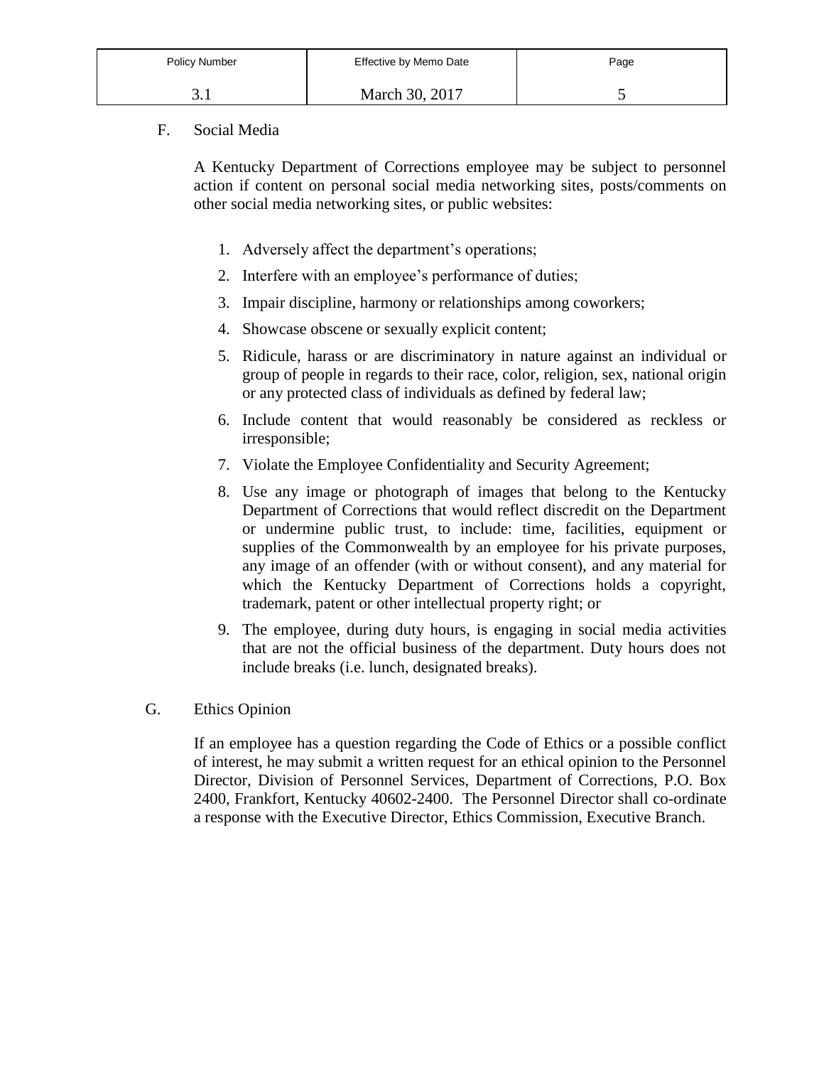F. Social Media

A Kentucky Department of Corrections employee may be subject to personnel action if content on personal social media networking sites, posts/comments on other social media networking sites, or public websites:

1. Adversely affect the department's operations;
2. Interfere with an employee's performance of duties;
3. Impair discipline, harmony or relationships among coworkers;
4. Showcase obscene or sexually explicit content;
5. Ridicule, harass or are discriminatory in nature against an individual or group of people in regards to their race, color, religion, sex, national origin or any protected class of individuals as defined by federal law;
6. Include content that would reasonably be considered as reckless or irresponsible;
7. Violate the Employee Confidentiality and Security Agreement;
8. Use any image or photograph of images that belong to the Kentucky Department of Corrections that would reflect discredit on the Department or undermine public trust, to include: time, facilities, equipment or supplies of the Commonwealth by an employee for his private purposes, any image of an offender (with or without consent), and any material for which the Kentucky Department of Corrections holds a copyright, trademark, patent or other intellectual property right; or
9. The employee, during duty hours, is engaging in social media activities that are not the official business of the department. Duty hours does not include breaks (i.e. lunch, designated breaks).

G. Ethics Opinion

If an employee has a question regarding the Code of Ethics or a possible conflict of interest, he may submit a written request for an ethical opinion to the Personnel Director, Division of Personnel Services, Department of Corrections, P.O. Box 2400, Frankfort, Kentucky 40602-2400. The Personnel Director shall co-ordinate a response with the Executive Director, Ethics Commission, Executive Branch.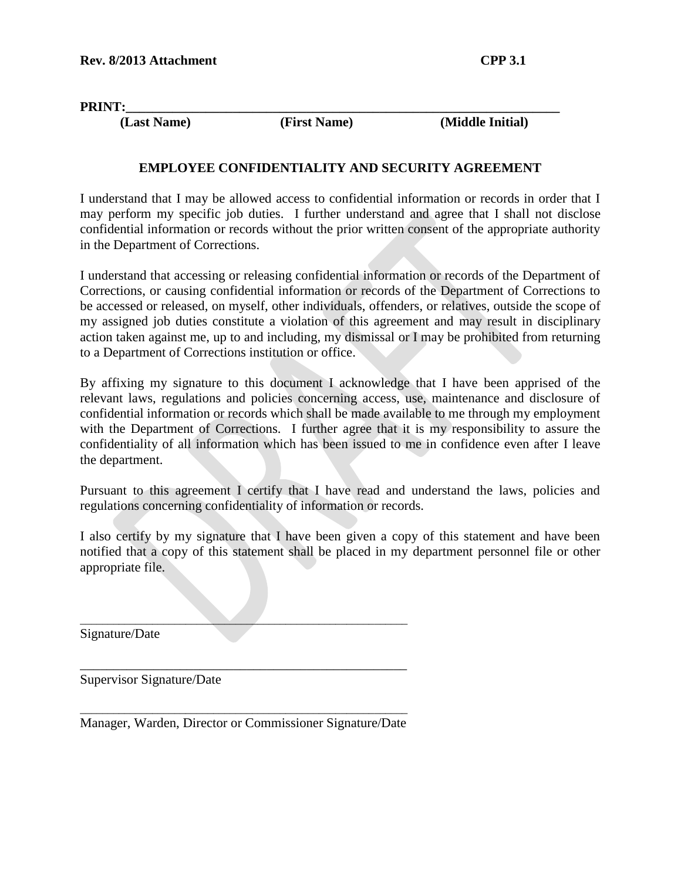**Rev. 8/2013 Attachment** **CPP 3.1**

**PRINT:___________________________________________________________________**

**(Last Name) (First Name) (Middle Initial)**

## EMPLOYEE CONFIDENTIALITY AND SECURITY AGREEMENT

I understand that I may be allowed access to confidential information or records in order that I may perform my specific job duties. I further understand and agree that I shall not disclose confidential information or records without the prior written consent of the appropriate authority in the Department of Corrections.

I understand that accessing or releasing confidential information or records of the Department of Corrections, or causing confidential information or records of the Department of Corrections to be accessed or released, on myself, other individuals, offenders, or relatives, outside the scope of my assigned job duties constitute a violation of this agreement and may result in disciplinary action taken against me, up to and including, my dismissal or I may be prohibited from returning to a Department of Corrections institution or office.

By affixing my signature to this document I acknowledge that I have been apprised of the relevant laws, regulations and policies concerning access, use, maintenance and disclosure of confidential information or records which shall be made available to me through my employment with the Department of Corrections. I further agree that it is my responsibility to assure the confidentiality of all information which has been issued to me in confidence even after I leave the department.

Pursuant to this agreement I certify that I have read and understand the laws, policies and regulations concerning confidentiality of information or records.

I also certify by my signature that I have been given a copy of this statement and have been notified that a copy of this statement shall be placed in my department personnel file or other appropriate file.

_____________________________________________________

Signature/Date

_____________________________________________________

Supervisor Signature/Date

_____________________________________________________

Manager, Warden, Director or Commissioner Signature/Date